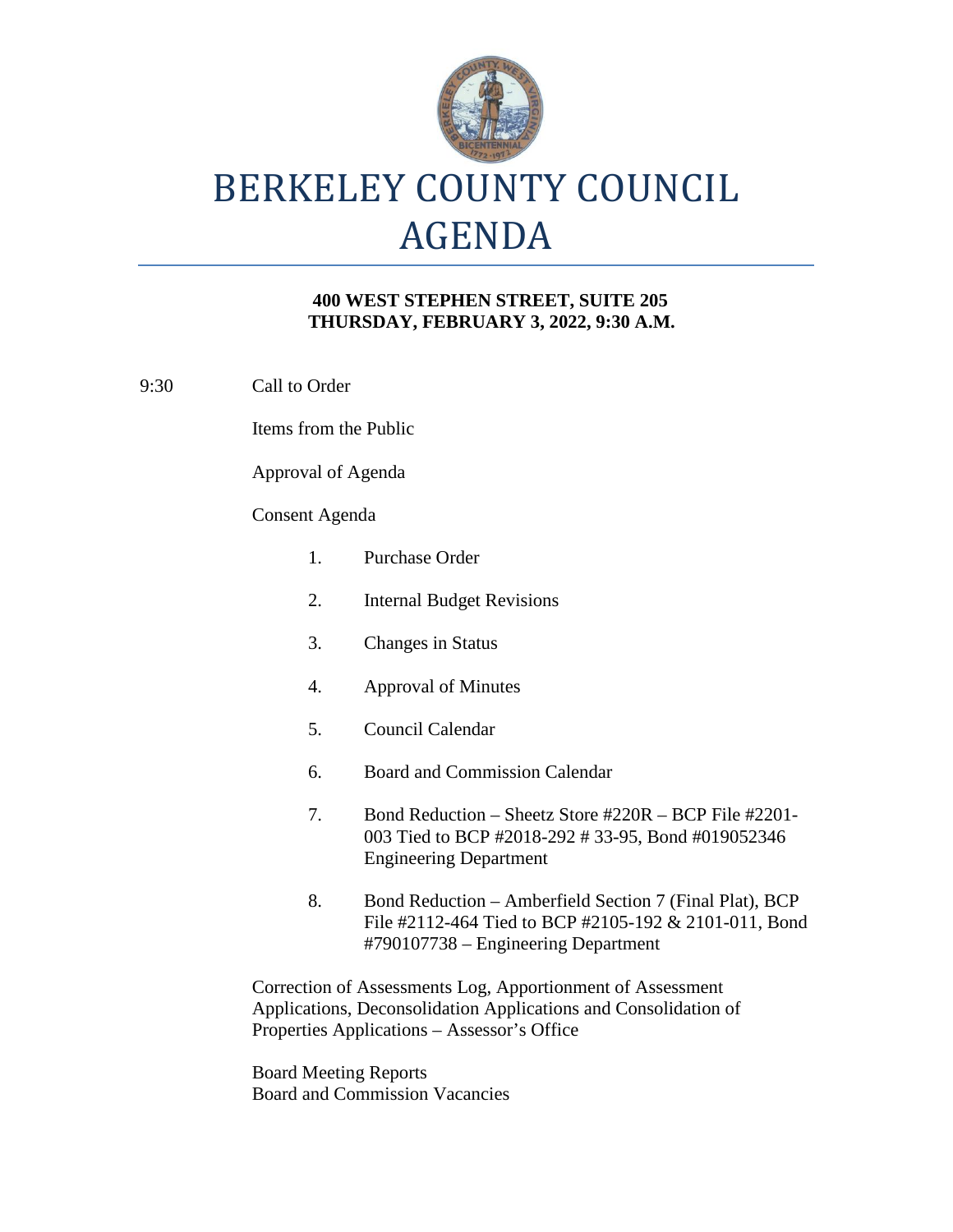# BERKELEY COUNTY COUNCIL AGENDA

**400 WEST STEPHEN STREET, SUITE 205**
**THURSDAY, FEBRUARY 3, 2022, 9:30 A.M.**

9:30 Call to Order

Items from the Public

Approval of Agenda

Consent Agenda

1. Purchase Order
2. Internal Budget Revisions
3. Changes in Status
4. Approval of Minutes
5. Council Calendar
6. Board and Commission Calendar
7. Bond Reduction – Sheetz Store #220R – BCP File #2201-003 Tied to BCP #2018-292 # 33-95, Bond #019052346 Engineering Department
8. Bond Reduction – Amberfield Section 7 (Final Plat), BCP File #2112-464 Tied to BCP #2105-192 & 2101-011, Bond #790107738 – Engineering Department

Correction of Assessments Log, Apportionment of Assessment Applications, Deconsolidation Applications and Consolidation of Properties Applications – Assessor's Office

Board Meeting Reports
Board and Commission Vacancies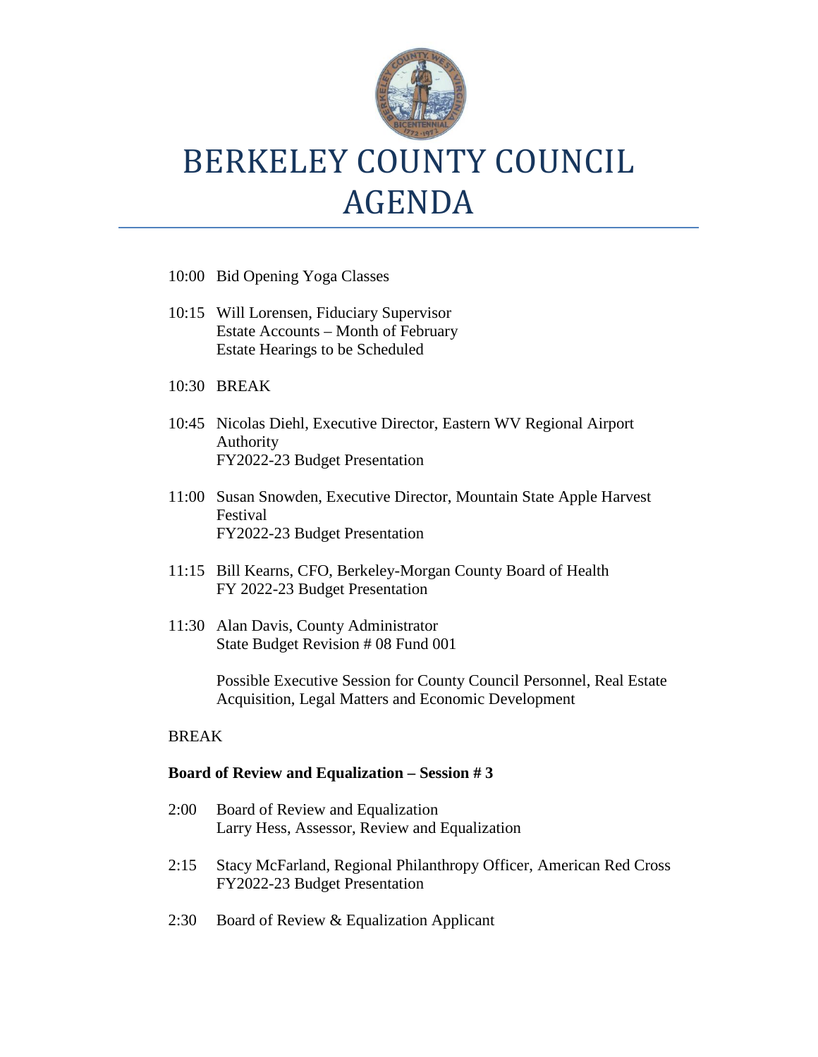# BERKELEY COUNTY COUNCIL AGENDA

10:00 Bid Opening Yoga Classes

10:15 Will Lorensen, Fiduciary Supervisor
Estate Accounts – Month of February
Estate Hearings to be Scheduled

10:30 BREAK

10:45 Nicolas Diehl, Executive Director, Eastern WV Regional Airport Authority
FY2022-23 Budget Presentation

11:00 Susan Snowden, Executive Director, Mountain State Apple Harvest Festival
FY2022-23 Budget Presentation

11:15 Bill Kearns, CFO, Berkeley-Morgan County Board of Health
FY 2022-23 Budget Presentation

11:30 Alan Davis, County Administrator
State Budget Revision # 08 Fund 001

Possible Executive Session for County Council Personnel, Real Estate Acquisition, Legal Matters and Economic Development

BREAK

**Board of Review and Equalization – Session # 3**

2:00 Board of Review and Equalization
Larry Hess, Assessor, Review and Equalization

2:15 Stacy McFarland, Regional Philanthropy Officer, American Red Cross
FY2022-23 Budget Presentation

2:30 Board of Review & Equalization Applicant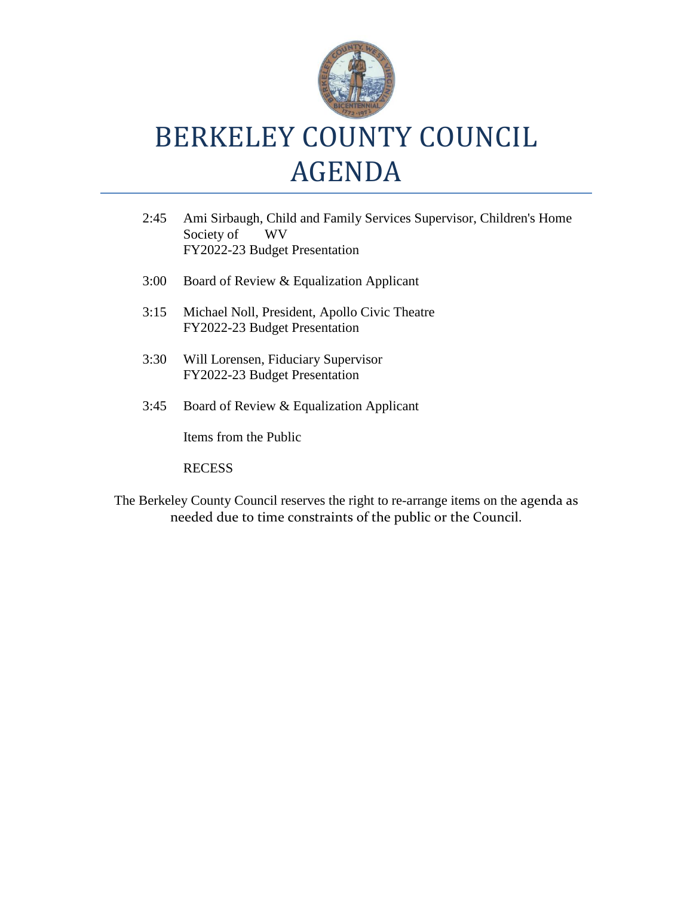# BERKELEY COUNTY COUNCIL AGENDA

| | |
|---|---|
| 2:45 | Ami Sirbaugh, Child and Family Services Supervisor, Children's Home Society of WV<br>FY2022-23 Budget Presentation |
| 3:00 | Board of Review & Equalization Applicant |
| 3:15 | Michael Noll, President, Apollo Civic Theatre<br>FY2022-23 Budget Presentation |
| 3:30 | Will Lorensen, Fiduciary Supervisor<br>FY2022-23 Budget Presentation |
| 3:45 | Board of Review & Equalization Applicant |
| | Items from the Public |
| | RECESS |

The Berkeley County Council reserves the right to re-arrange items on the agenda as needed due to time constraints of the public or the Council.